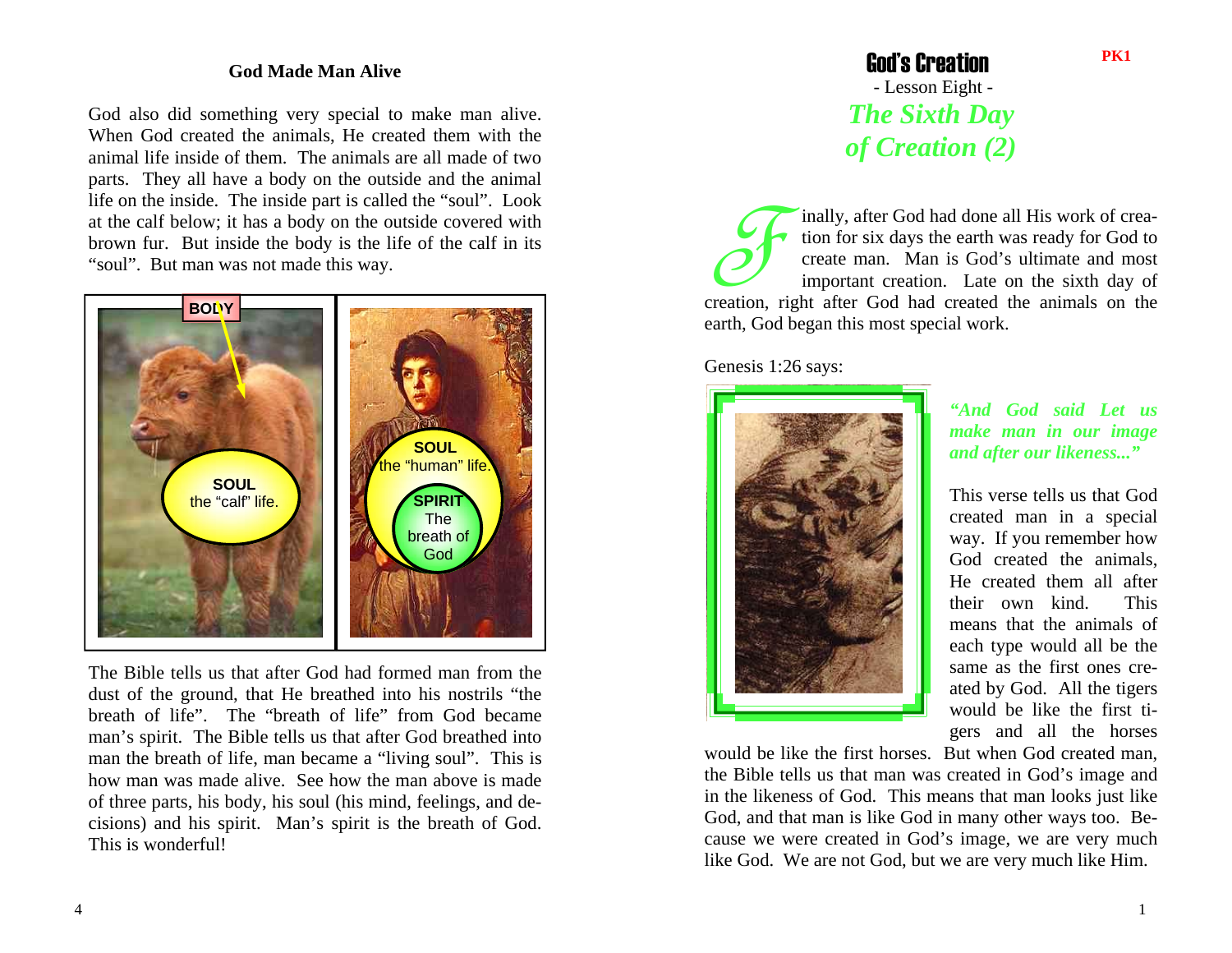## God Made Man Alive

God also did something very special to make man alive. When God created the animals, He created them with the animal life inside of them. The animals are all made of two parts. They all have a body on the outside and the animal life on the inside. The inside part is called the "soul". Look at the calf below; it has a body on the outside covered with brown fur. But inside the body is the life of the calf in its "soul". But man was not made this way.

BODY

SOUL the "calf" life.

SOUL the "human" life.

SPIRIT The breath of God

The Bible tells us that after God had formed man from the dust of the ground, that He breathed into his nostrils "the breath of life". The "breath of life" from God became man's spirit. The Bible tells us that after God breathed into man the breath of life, man became a "living soul". This is how man was made alive. See how the man above is made of three parts, his body, his soul (his mind, feelings, and decisions) and his spirit. Man's spirit is the breath of God. This is wonderful!

PK1

# God's Creation

- Lesson Eight -

## *The Sixth Day of Creation (2)*

Finally, after God had done all His work of creation for six days the earth was ready for God to create man. Man is God's ultimate and most important creation. Late on the sixth day of creation, right after God had created the animals on the earth, God began this most special work.

Genesis 1:26 says:

***"And God said Let us make man in our image and after our likeness..."***

This verse tells us that God created man in a special way. If you remember how God created the animals, He created them all after their own kind. This means that the animals of each type would all be the same as the first ones created by God. All the tigers would be like the first tigers and all the horses would be like the first horses. But when God created man, the Bible tells us that man was created in God's image and in the likeness of God. This means that man looks just like God, and that man is like God in many other ways too. Because we were created in God's image, we are very much like God. We are not God, but we are very much like Him.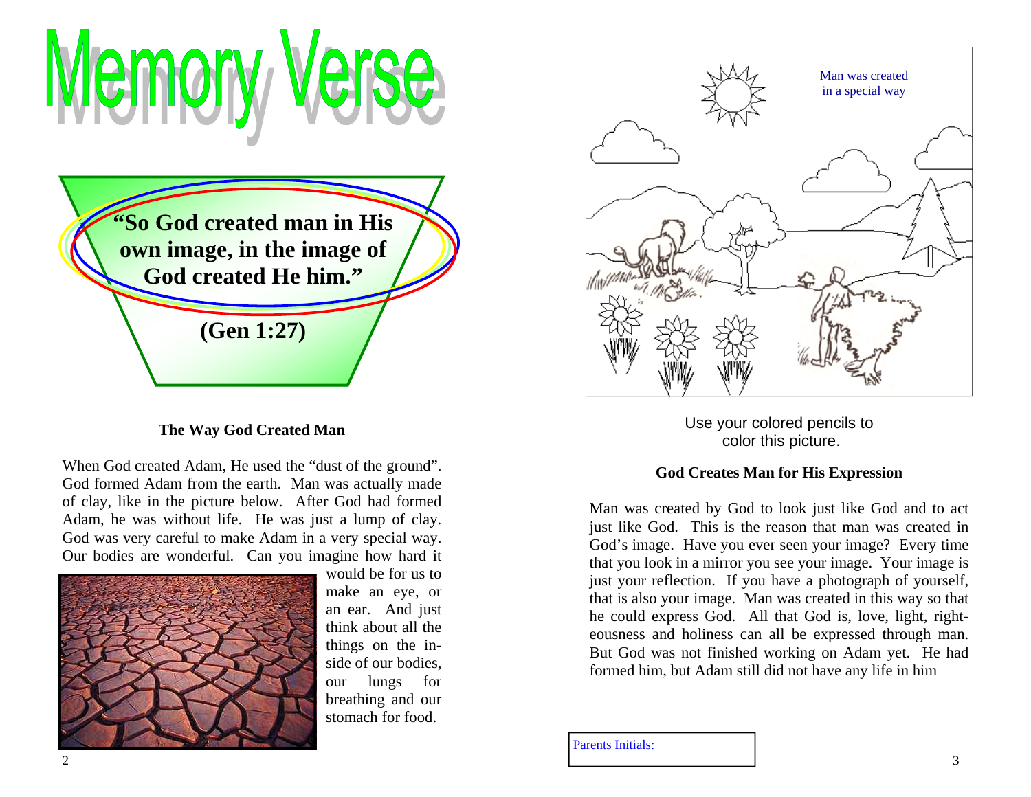# Memory Verse

**"So God created man in His own image, in the image of God created He him."**

**(Gen 1:27)**

### The Way God Created Man

When God created Adam, He used the "dust of the ground". God formed Adam from the earth. Man was actually made of clay, like in the picture below. After God had formed Adam, he was without life. He was just a lump of clay. God was very careful to make Adam in a very special way. Our bodies are wonderful. Can you imagine how hard it would be for us to make an eye, or an ear. And just think about all the things on the inside of our bodies, our lungs for breathing and our stomach for food.

Man was created in a special way

Use your colored pencils to color this picture.

### God Creates Man for His Expression

Man was created by God to look just like God and to act just like God. This is the reason that man was created in God's image. Have you ever seen your image? Every time that you look in a mirror you see your image. Your image is just your reflection. If you have a photograph of yourself, that is also your image. Man was created in this way so that he could express God. All that God is, love, light, righteousness and holiness can all be expressed through man. But God was not finished working on Adam yet. He had formed him, but Adam still did not have any life in him

Parents Initials: